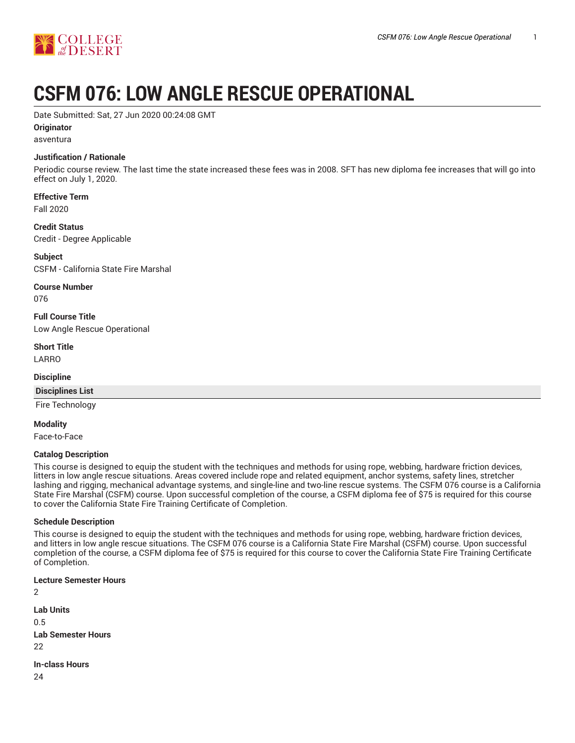# CSFM 076: LOW ANGLE RESCUE OPERATIONAL

Date Submitted: Sat, 27 Jun 2020 00:24:08 GMT

**Originator**

asventura

**Justification / Rationale**

Periodic course review. The last time the state increased these fees was in 2008. SFT has new diploma fee increases that will go into effect on July 1, 2020.

**Effective Term**

Fall 2020

**Credit Status**

Credit - Degree Applicable

**Subject**

CSFM - California State Fire Marshal

**Course Number**

076

**Full Course Title**

Low Angle Rescue Operational

**Short Title**

LARRO

**Discipline**

| Disciplines List |
| --- |
| Fire Technology |

**Modality**

Face-to-Face

**Catalog Description**

This course is designed to equip the student with the techniques and methods for using rope, webbing, hardware friction devices, litters in low angle rescue situations. Areas covered include rope and related equipment, anchor systems, safety lines, stretcher lashing and rigging, mechanical advantage systems, and single-line and two-line rescue systems. The CSFM 076 course is a California State Fire Marshal (CSFM) course. Upon successful completion of the course, a CSFM diploma fee of $75 is required for this course to cover the California State Fire Training Certificate of Completion.

**Schedule Description**

This course is designed to equip the student with the techniques and methods for using rope, webbing, hardware friction devices, and litters in low angle rescue situations. The CSFM 076 course is a California State Fire Marshal (CSFM) course. Upon successful completion of the course, a CSFM diploma fee of $75 is required for this course to cover the California State Fire Training Certificate of Completion.

**Lecture Semester Hours**

2

**Lab Units**

0.5

**Lab Semester Hours**

22

**In-class Hours**

24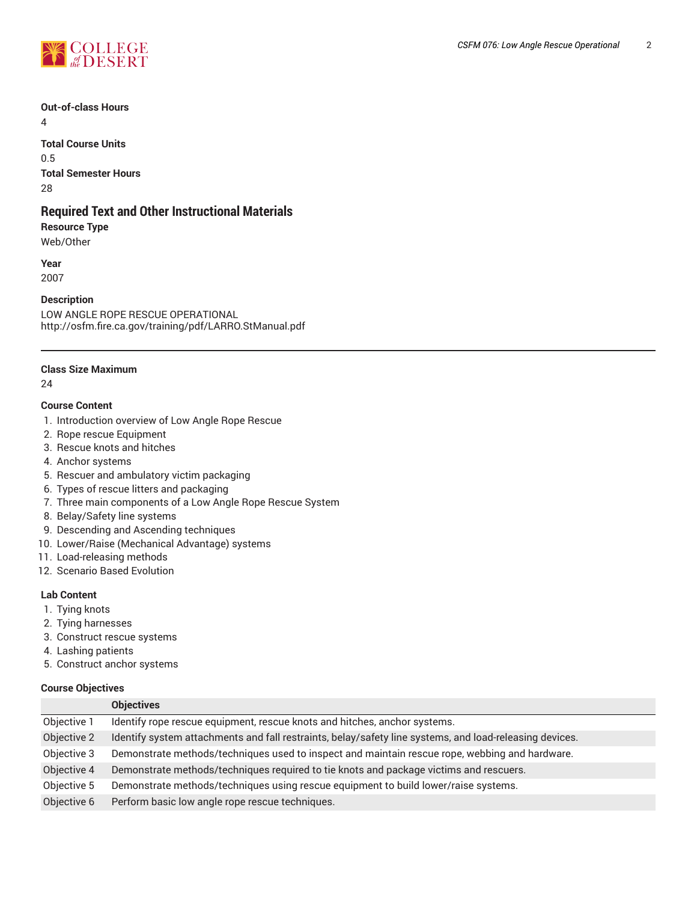**Out-of-class Hours**

4

**Total Course Units**

0.5

**Total Semester Hours**

28

## Required Text and Other Instructional Materials

**Resource Type**

Web/Other

**Year**

2007

**Description**

LOW ANGLE ROPE RESCUE OPERATIONAL
http://osfm.fire.ca.gov/training/pdf/LARRO.StManual.pdf

---

**Class Size Maximum**

24

**Course Content**

1. Introduction overview of Low Angle Rope Rescue
2. Rope rescue Equipment
3. Rescue knots and hitches
4. Anchor systems
5. Rescuer and ambulatory victim packaging
6. Types of rescue litters and packaging
7. Three main components of a Low Angle Rope Rescue System
8. Belay/Safety line systems
9. Descending and Ascending techniques
10. Lower/Raise (Mechanical Advantage) systems
11. Load-releasing methods
12. Scenario Based Evolution

**Lab Content**

1. Tying knots
2. Tying harnesses
3. Construct rescue systems
4. Lashing patients
5. Construct anchor systems

**Course Objectives**

| | Objectives |
|---|---|
| Objective 1 | Identify rope rescue equipment, rescue knots and hitches, anchor systems. |
| Objective 2 | Identify system attachments and fall restraints, belay/safety line systems, and load-releasing devices. |
| Objective 3 | Demonstrate methods/techniques used to inspect and maintain rescue rope, webbing and hardware. |
| Objective 4 | Demonstrate methods/techniques required to tie knots and package victims and rescuers. |
| Objective 5 | Demonstrate methods/techniques using rescue equipment to build lower/raise systems. |
| Objective 6 | Perform basic low angle rope rescue techniques. |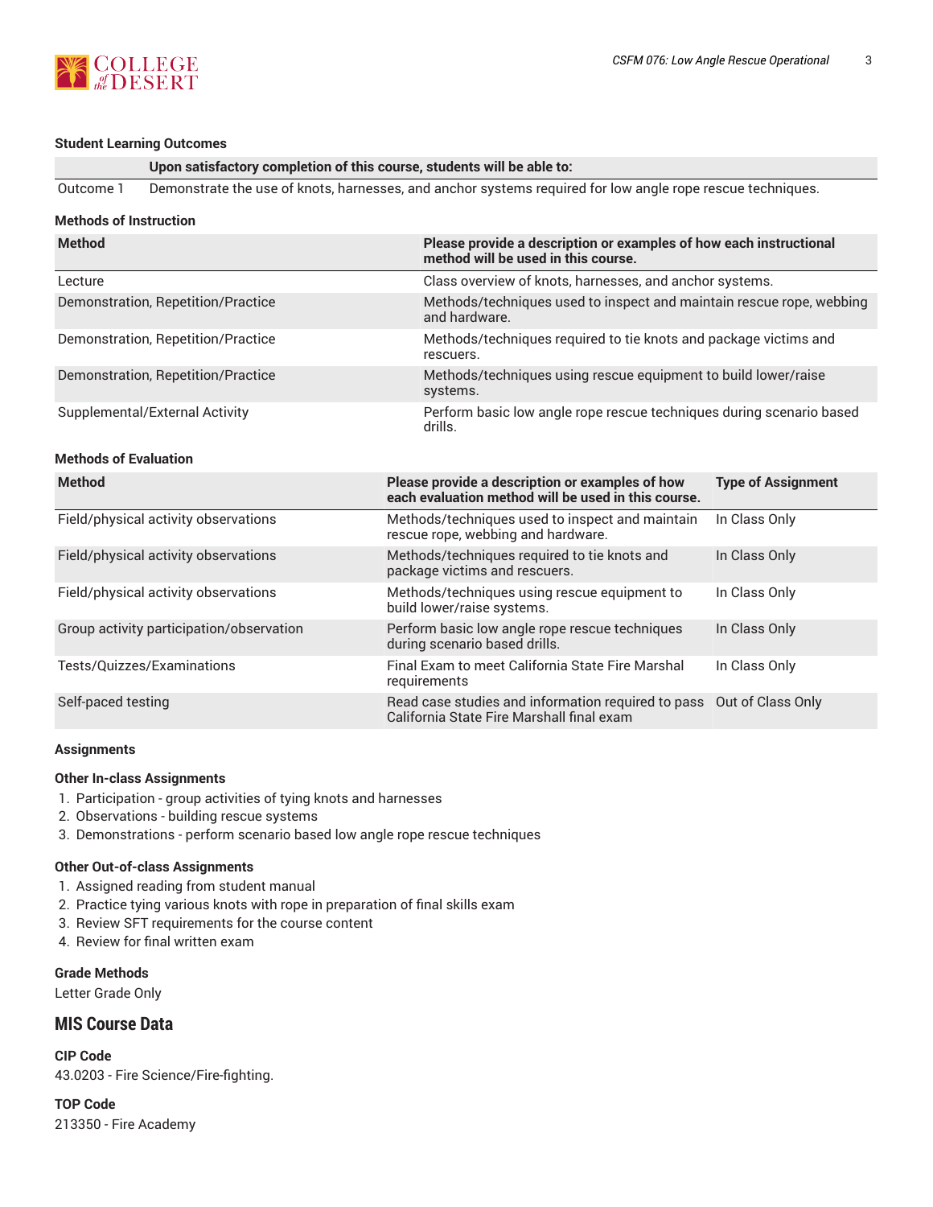#### Student Learning Outcomes

| | Upon satisfactory completion of this course, students will be able to: |
|---|---|
| Outcome 1 | Demonstrate the use of knots, harnesses, and anchor systems required for low angle rope rescue techniques. |

#### Methods of Instruction

| Method | Please provide a description or examples of how each instructional method will be used in this course. |
|---|---|
| Lecture | Class overview of knots, harnesses, and anchor systems. |
| Demonstration, Repetition/Practice | Methods/techniques used to inspect and maintain rescue rope, webbing and hardware. |
| Demonstration, Repetition/Practice | Methods/techniques required to tie knots and package victims and rescuers. |
| Demonstration, Repetition/Practice | Methods/techniques using rescue equipment to build lower/raise systems. |
| Supplemental/External Activity | Perform basic low angle rope rescue techniques during scenario based drills. |

#### Methods of Evaluation

| Method | Please provide a description or examples of how each evaluation method will be used in this course. | Type of Assignment |
|---|---|---|
| Field/physical activity observations | Methods/techniques used to inspect and maintain rescue rope, webbing and hardware. | In Class Only |
| Field/physical activity observations | Methods/techniques required to tie knots and package victims and rescuers. | In Class Only |
| Field/physical activity observations | Methods/techniques using rescue equipment to build lower/raise systems. | In Class Only |
| Group activity participation/observation | Perform basic low angle rope rescue techniques during scenario based drills. | In Class Only |
| Tests/Quizzes/Examinations | Final Exam to meet California State Fire Marshal requirements | In Class Only |
| Self-paced testing | Read case studies and information required to pass California State Fire Marshall final exam | Out of Class Only |

#### Assignments

**Other In-class Assignments**

1. Participation - group activities of tying knots and harnesses
2. Observations - building rescue systems
3. Demonstrations - perform scenario based low angle rope rescue techniques

**Other Out-of-class Assignments**

1. Assigned reading from student manual
2. Practice tying various knots with rope in preparation of final skills exam
3. Review SFT requirements for the course content
4. Review for final written exam

#### Grade Methods

Letter Grade Only

## MIS Course Data

**CIP Code**
43.0203 - Fire Science/Fire-fighting.

**TOP Code**
213350 - Fire Academy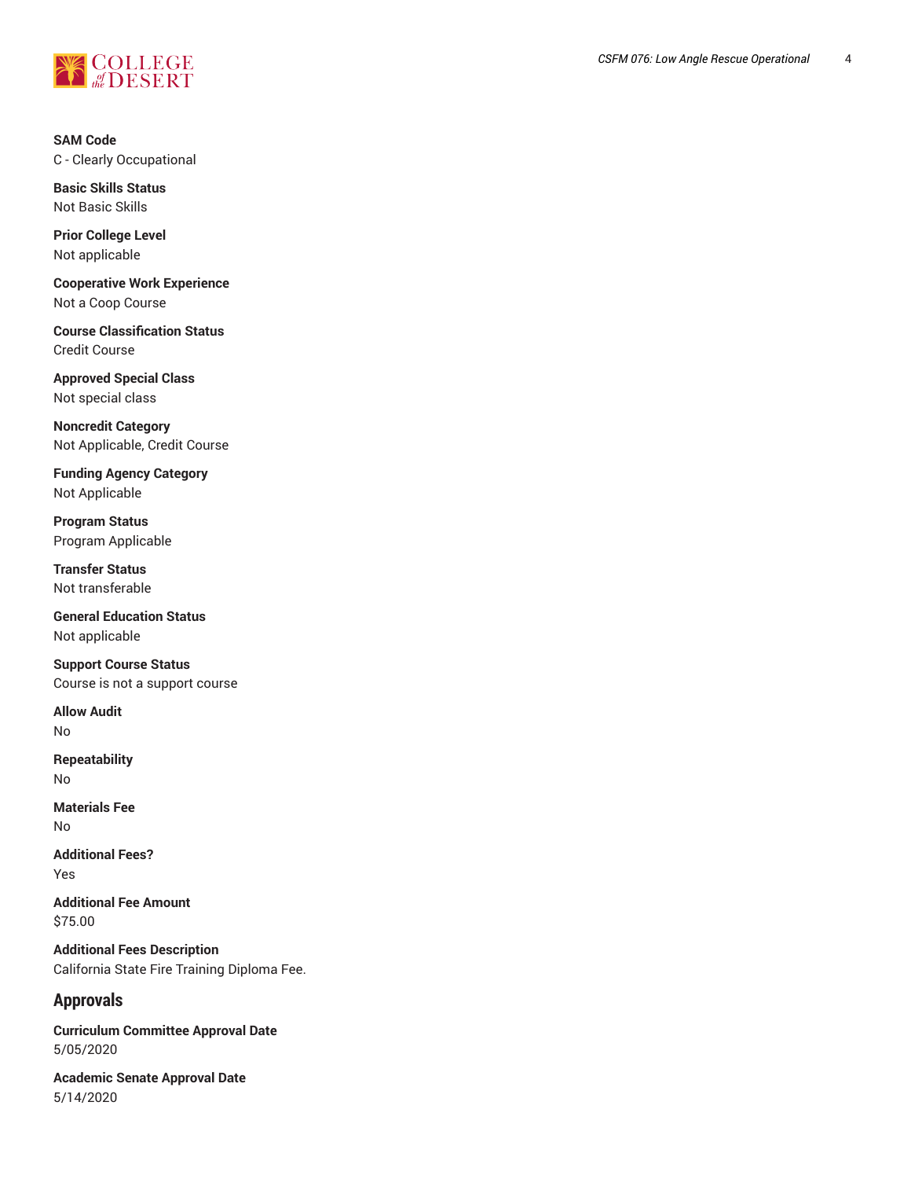**SAM Code**
C - Clearly Occupational

**Basic Skills Status**
Not Basic Skills

**Prior College Level**
Not applicable

**Cooperative Work Experience**
Not a Coop Course

**Course Classification Status**
Credit Course

**Approved Special Class**
Not special class

**Noncredit Category**
Not Applicable, Credit Course

**Funding Agency Category**
Not Applicable

**Program Status**
Program Applicable

**Transfer Status**
Not transferable

**General Education Status**
Not applicable

**Support Course Status**
Course is not a support course

**Allow Audit**
No

**Repeatability**
No

**Materials Fee**
No

**Additional Fees?**
Yes

**Additional Fee Amount**
$75.00

**Additional Fees Description**
California State Fire Training Diploma Fee.

## Approvals

**Curriculum Committee Approval Date**
5/05/2020

**Academic Senate Approval Date**
5/14/2020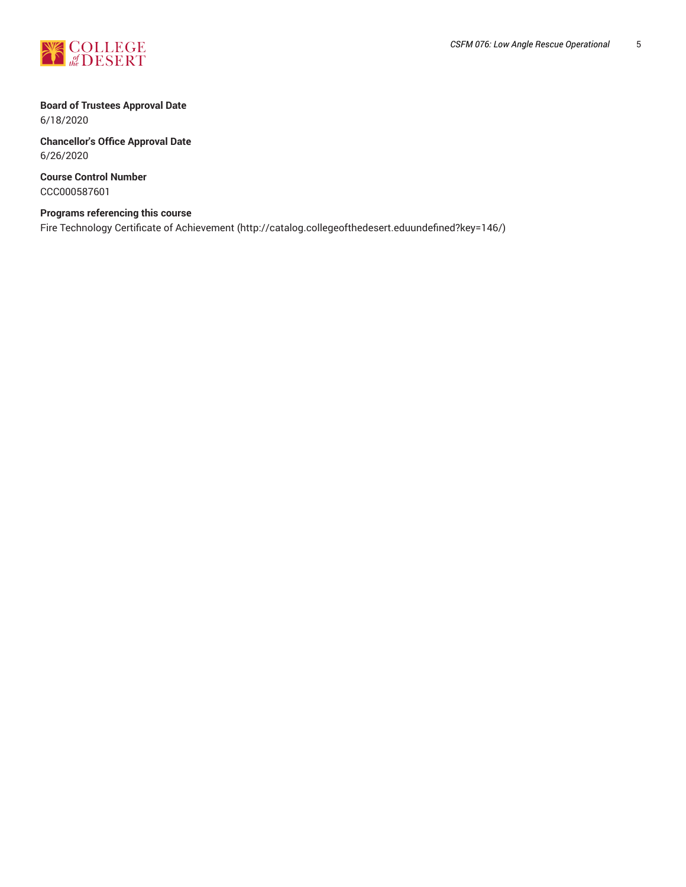**Board of Trustees Approval Date**
6/18/2020

**Chancellor's Office Approval Date**
6/26/2020

**Course Control Number**
CCC000587601

**Programs referencing this course**
Fire Technology Certificate of Achievement (http://catalog.collegeofthedesert.eduundefined?key=146/)